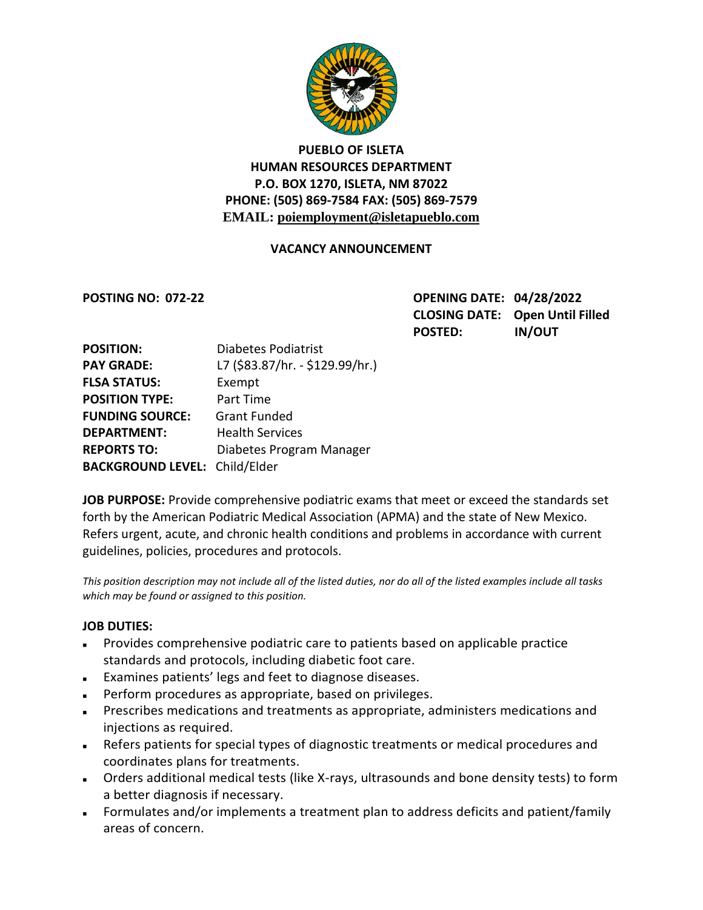**PUEBLO OF ISLETA**
**HUMAN RESOURCES DEPARTMENT**
**P.O. BOX 1270, ISLETA, NM 87022**
**PHONE: (505) 869-7584 FAX: (505) 869-7579**
**EMAIL: poiemployment@isletapueblo.com**

## VACANCY ANNOUNCEMENT

**POSTING NO: 072-22**

**OPENING DATE:** **04/28/2022**
**CLOSING DATE:** **Open Until Filled**
**POSTED:** **IN/OUT**

**POSITION:** Diabetes Podiatrist
**PAY GRADE:** L7 ($83.87/hr. - $129.99/hr.)
**FLSA STATUS:** Exempt
**POSITION TYPE:** Part Time
**FUNDING SOURCE:** Grant Funded
**DEPARTMENT:** Health Services
**REPORTS TO:** Diabetes Program Manager
**BACKGROUND LEVEL:** Child/Elder

**JOB PURPOSE:** Provide comprehensive podiatric exams that meet or exceed the standards set forth by the American Podiatric Medical Association (APMA) and the state of New Mexico. Refers urgent, acute, and chronic health conditions and problems in accordance with current guidelines, policies, procedures and protocols.

*This position description may not include all of the listed duties, nor do all of the listed examples include all tasks which may be found or assigned to this position.*

**JOB DUTIES:**

- Provides comprehensive podiatric care to patients based on applicable practice standards and protocols, including diabetic foot care.
- Examines patients' legs and feet to diagnose diseases.
- Perform procedures as appropriate, based on privileges.
- Prescribes medications and treatments as appropriate, administers medications and injections as required.
- Refers patients for special types of diagnostic treatments or medical procedures and coordinates plans for treatments.
- Orders additional medical tests (like X-rays, ultrasounds and bone density tests) to form a better diagnosis if necessary.
- Formulates and/or implements a treatment plan to address deficits and patient/family areas of concern.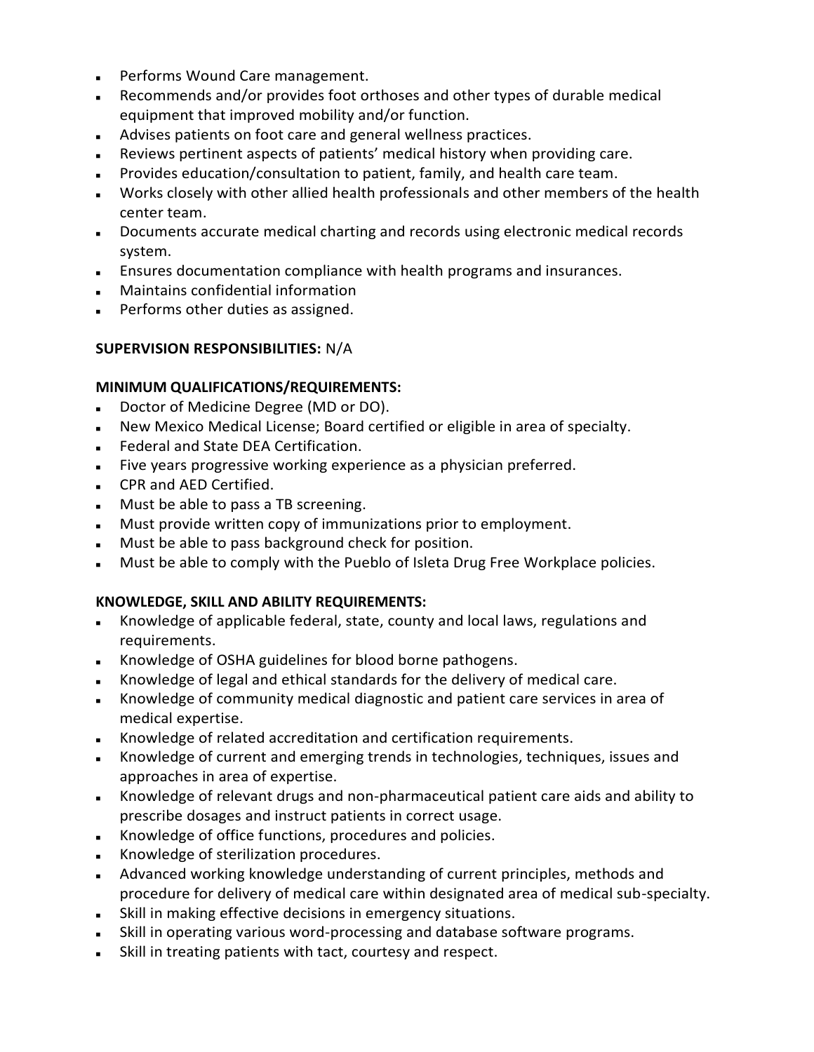- Performs Wound Care management.
- Recommends and/or provides foot orthoses and other types of durable medical equipment that improved mobility and/or function.
- Advises patients on foot care and general wellness practices.
- Reviews pertinent aspects of patients' medical history when providing care.
- Provides education/consultation to patient, family, and health care team.
- Works closely with other allied health professionals and other members of the health center team.
- Documents accurate medical charting and records using electronic medical records system.
- Ensures documentation compliance with health programs and insurances.
- Maintains confidential information
- Performs other duties as assigned.

**SUPERVISION RESPONSIBILITIES:** N/A

**MINIMUM QUALIFICATIONS/REQUIREMENTS:**

- Doctor of Medicine Degree (MD or DO).
- New Mexico Medical License; Board certified or eligible in area of specialty.
- Federal and State DEA Certification.
- Five years progressive working experience as a physician preferred.
- CPR and AED Certified.
- Must be able to pass a TB screening.
- Must provide written copy of immunizations prior to employment.
- Must be able to pass background check for position.
- Must be able to comply with the Pueblo of Isleta Drug Free Workplace policies.

**KNOWLEDGE, SKILL AND ABILITY REQUIREMENTS:**

- Knowledge of applicable federal, state, county and local laws, regulations and requirements.
- Knowledge of OSHA guidelines for blood borne pathogens.
- Knowledge of legal and ethical standards for the delivery of medical care.
- Knowledge of community medical diagnostic and patient care services in area of medical expertise.
- Knowledge of related accreditation and certification requirements.
- Knowledge of current and emerging trends in technologies, techniques, issues and approaches in area of expertise.
- Knowledge of relevant drugs and non-pharmaceutical patient care aids and ability to prescribe dosages and instruct patients in correct usage.
- Knowledge of office functions, procedures and policies.
- Knowledge of sterilization procedures.
- Advanced working knowledge understanding of current principles, methods and procedure for delivery of medical care within designated area of medical sub-specialty.
- Skill in making effective decisions in emergency situations.
- Skill in operating various word-processing and database software programs.
- Skill in treating patients with tact, courtesy and respect.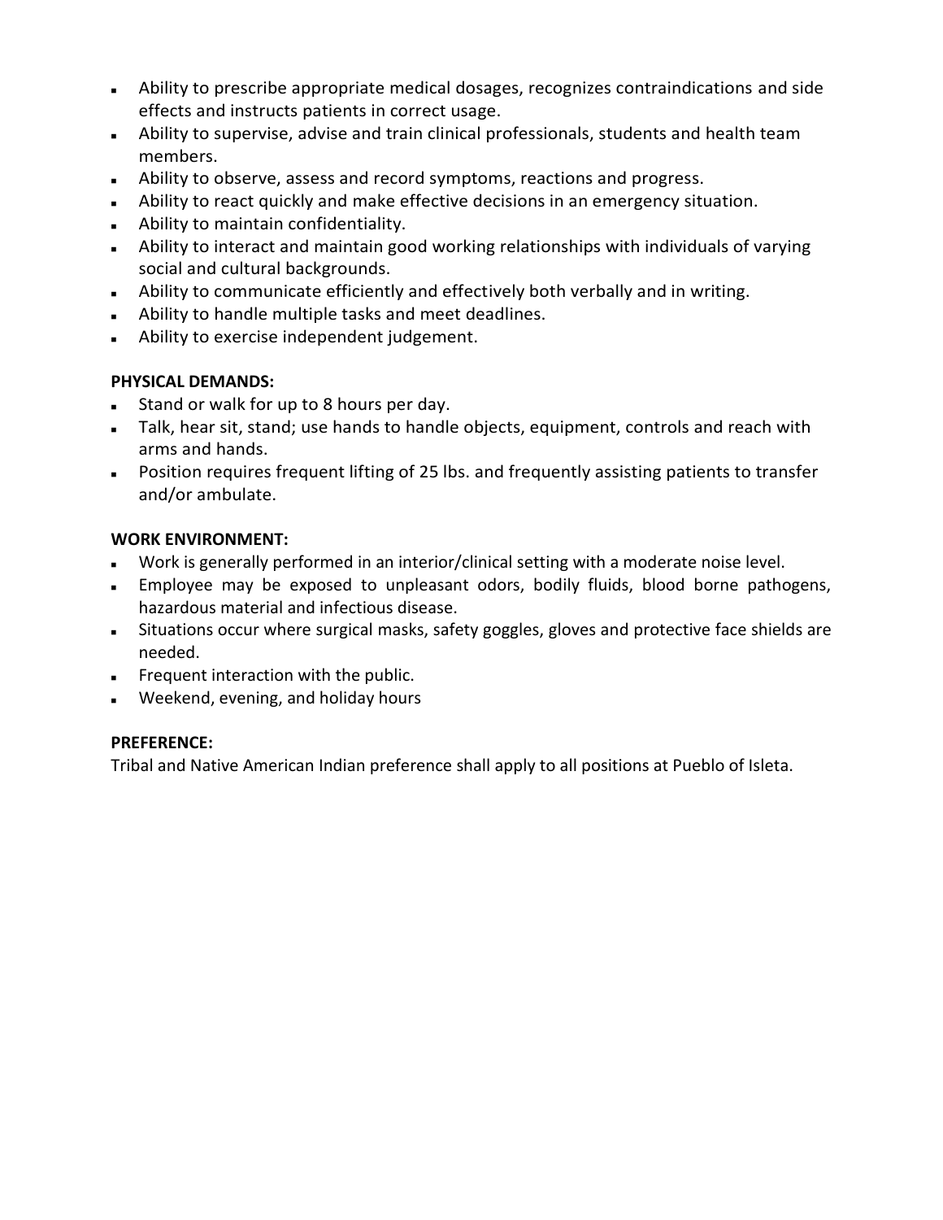- Ability to prescribe appropriate medical dosages, recognizes contraindications and side effects and instructs patients in correct usage.
- Ability to supervise, advise and train clinical professionals, students and health team members.
- Ability to observe, assess and record symptoms, reactions and progress.
- Ability to react quickly and make effective decisions in an emergency situation.
- Ability to maintain confidentiality.
- Ability to interact and maintain good working relationships with individuals of varying social and cultural backgrounds.
- Ability to communicate efficiently and effectively both verbally and in writing.
- Ability to handle multiple tasks and meet deadlines.
- Ability to exercise independent judgement.

**PHYSICAL DEMANDS:**

- Stand or walk for up to 8 hours per day.
- Talk, hear sit, stand; use hands to handle objects, equipment, controls and reach with arms and hands.
- Position requires frequent lifting of 25 lbs. and frequently assisting patients to transfer and/or ambulate.

**WORK ENVIRONMENT:**

- Work is generally performed in an interior/clinical setting with a moderate noise level.
- Employee may be exposed to unpleasant odors, bodily fluids, blood borne pathogens, hazardous material and infectious disease.
- Situations occur where surgical masks, safety goggles, gloves and protective face shields are needed.
- Frequent interaction with the public.
- Weekend, evening, and holiday hours

**PREFERENCE:**

Tribal and Native American Indian preference shall apply to all positions at Pueblo of Isleta.